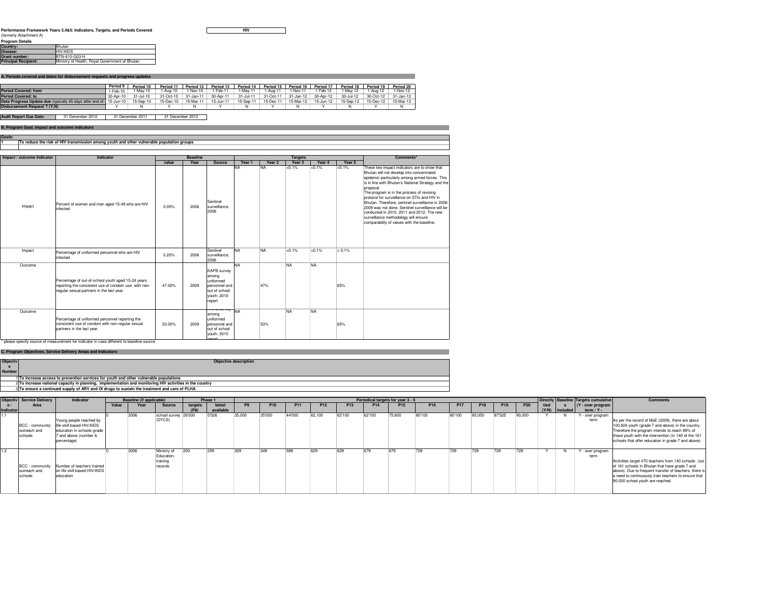**Performance Framework Years 3,4&5: Indicators, Targets, and Periods Covered**
(formerly Attachment A)

**HIV**

**Program Details**

| | |
|---|---|
| **Country:** | Bhutan |
| **Disease:** | HIV/AIDS |
| **Grant number:** | BTN-610-G03-H |
| **Principal Recipient:** | Ministry of Health, Royal Government of Bhutan |

## A. Periods covered and dates for disbursement requests and progress updates

| | Period 9 | Period 10 | Period 11 | Period 12 | Period 13 | Period 14 | Period 15 | Period 16 | Period 17 | Period 18 | Period 19 | Period 20 |
|---|---|---|---|---|---|---|---|---|---|---|---|---|
| **Period Covered: from** | 1-Feb-10 | 1-May-10 | 1-Aug-10 | 1-Nov-10 | 1-Feb-11 | 1-May-11 | 1-Aug-11 | 1-Nov-11 | 1-Feb-12 | 1-May-12 | 1-Aug-12 | 1-Nov-12 |
| **Period Covered: to** | 30-Apr-10 | 31-Jul-10 | 31-Oct-10 | 31-Jan-11 | 30-Apr-11 | 31-Jul-11 | 31-Oct-11 | 31-Jan-12 | 30-Apr-12 | 30-Jul-12 | 30-Oct-12 | 31-Jan-13 |
| **Date Progress Update due** (typically 45 days after end of | 15-Jun-10 | 15-Sep-10 | 15-Dec-10 | 15-Mar-11 | 15-Jun-11 | 15-Sep-11 | 15-Dec-11 | 15-Mar-12 | 15-Jun-12 | 15-Sep-12 | 15-Dec-12 | 15-Mar-13 |
| **Disbursement Request ? (Y,N)** | Y | N | Y | N | Y | N | Y | N | Y | N | Y | N |

| **Audit Report Due Date:** | 31 December 2010 | 31 December 2011 | 31 December 2012 |
|---|---|---|---|

## B. Program Goal, impact and outcome indicators

| **Goals:** | |
|---|---|
| 1 | **To reduce the risk of HIV transmission among youth and other vulnerable population groups** |

| Impact / outcome Indicator | Indicator | Baseline value | Baseline Year | Baseline Source | Targets Year 1 | Year 2 | Year 3 | Year 4 | Year 5 | Comments* |
|---|---|---|---|---|---|---|---|---|---|---|
| Impact | Percent of women and men aged 15-49 who are HIV infected | 0.05% | 2006 | Sentinel surveillance, 2006 | NA | NA | <0.1% | <0.1% | <0.1% | These two impact indicators are to show that Bhutan will not develop into concentrated epidemic particularly among armed forces. This is in line with Bhutan's National Strategy and the proposal. The program is in the process of revising protocol for surveillance on STIs and HIV in Bhutan. Therefore, sentinel surveillance in 2008-2009 was not done. Sentinel surveillance will be conducted in 2010, 2011 and 2012. The new surveillance methodology will ensure comparability of values with the baseline. |
| Impact | Percentage of uniformed personnel who are HIV infected | 0.20% | 2006 | Sentinel surveillance, 2006 | NA | NA | <0.1% | <0.1% | < 0.1% | |
| Outcome | Percentage of out-of-school youth aged 15-24 years reporting the consistent use of condom use with non-regular sexual partners in the last year. | 47.00% | 2009 | KAPB survey among uniformed personnel and out of school youth; 2010 report | NA | 47% | NA | NA | 65% | |
| Outcome | Percentage of uniformed personnel reporting the consistent use of condom with non-regular sexual partners in the last year. | 53.00% | 2009 | KAPB survey among uniformed personnel and out of school youth; 2010 report | NA | 53% | NA | NA | 65% | |

* please specify source of measurement for indicator in case different to baseline source

## C. Program Objectives, Service Delivery Areas and Indicators

| Objective Number | Objective description |
|---|---|
| 1 | **To increase access to prevention services for youth and other vulnerable populations** |
| 2 | **To increase national capacity in planning, implementation and monitoring HIV activities in the country** |
| 3 | **To ensure a continued supply of ARV and OI drugs to sustain the treatment and care of PLHA** |

| Objective / Indicator | Service Delivery Area | Indicator | Baseline Value | Baseline Year | Baseline Source | Phase 1 targets (P8) | Phase 1 latest available | P9 | P10 | P11 | P12 | P13 | P14 | P15 | P16 | P17 | P18 | P19 | P20 | Directly tied (Y/N) | Baselines included | Targets cumulative (Y - over program term / Y - | Comments |
|---|---|---|---|---|---|---|---|---|---|---|---|---|---|---|---|---|---|---|---|---|---|---|---|
| 1.1 | BCC - community outreach and schools | Young people reached by life-skill based HIV/AIDS education in schools-grade 7 and above (number & percentage) | 0 | 2006 | school survey (DYCS) | 26'000 | 5'526 | 35,000 | 35'000 | 44'000 | 62,100 | 62'100 | 62'100 | 75,600 | 80'100 | 80'100 | 85,050 | 87'525 | 90,000 | Y | N | Y - over program term | As per the record of MoE (2009), there are about 100,924 youth (grade 7 and above) in the country. Therefore the program intends to reach 89% of those youth with the intervention (in 140 of the 161 schools that offer education in grade 7 and above). |
| 1.2 | BCC - community outreach and schools | Number of teachers trained on life skill based HIV/AIDS education | 0 | 2006 | Ministry of Education, training records | 200 | 259 | 309 | 349 | 589 | 629 | 629 | 679 | 679 | 729 | 729 | 729 | 729 | 729 | Y | N | Y - over program term | Activities target 470 teachers from 140 schools (out of 161 schools in Bhutan that have grade 7 and above). Due to frequent transfer of teachers, there is a need to continuously train teachers to ensure that 90,000 school youth are reached. |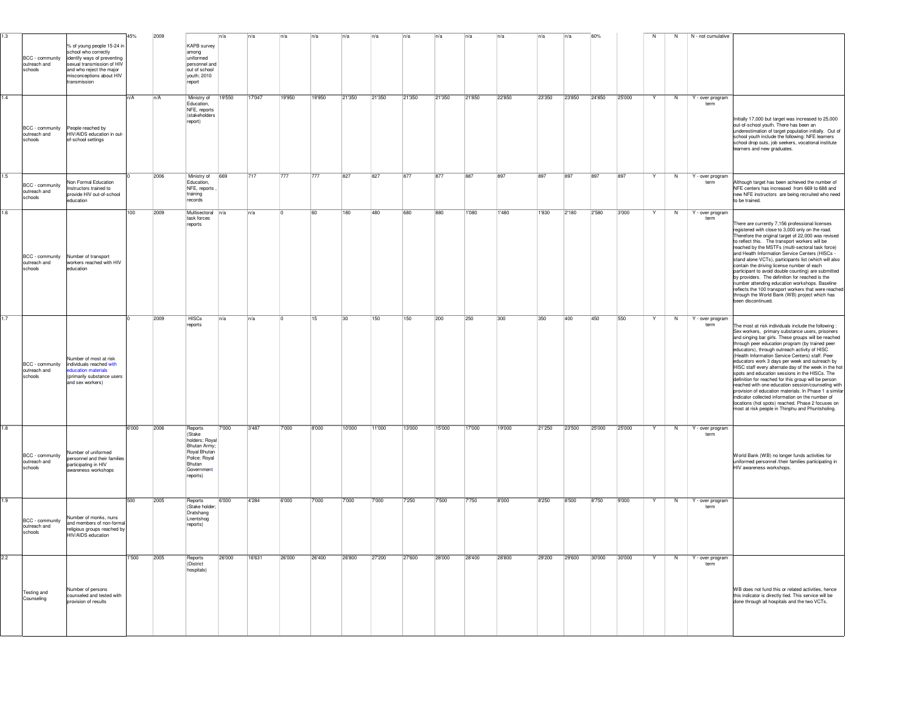| | | | | | | | | | | | | | | | | | | | | | | | | | |
|---|---|---|---|---|---|---|---|---|---|---|---|---|---|---|---|---|---|---|---|---|---|---|---|---|---|
| 1.3 | BCC - community outreach and schools | % of young people 15-24 in school who correctly identify ways of preventing sexual transmission of HIV and who reject the major misconceptions about HIV transmission | 45% | 2009 | KAPB survey among uniformed personnel and out of school youth; 2010 report | n/a | n/a | n/a | n/a | n/a | n/a | n/a | n/a | n/a | n/a | n/a | n/a | 60% | | N | N | N - not cumulative | |
| 1.4 | BCC - community outreach and schools | People reached by HIV/AIDS education in out-of-school settings | n/A | n/A | Ministry of Education, NFE, reports (stakeholders report) | 19'550 | 17'047 | 19'950 | 19'950 | 21'350 | 21'350 | 21'350 | 21'350 | 21'850 | 22'850 | 23'350 | 23'850 | 24'850 | 25'000 | Y | N | Y - over program term | Initially 17,000 but target was increased to 25,000 out-of-school youth. There has been an underestimation of target population initially. Out of school youth include the following: NFE learners school drop outs, job seekers, vocational institute learners and new graduates. |
| 1.5 | BCC - community outreach and schools | Non Formal Education Instructors trained to provide HIV out-of-school education | 0 | 2006 | Ministry of Education, NFE, reports , training records | 669 | 717 | 777 | 777 | 827 | 827 | 877 | 877 | 887 | 897 | 897 | 897 | 897 | 897 | Y | N | Y - over program term | Although target has been achieved the number of NFE centers has increased from 669 to 688 and new NFE instructors are being recruited who need to be trained. |
| 1.6 | BCC - community outreach and schools | Number of transport workers reached with HIV education | 100 | 2009 | Multisectoral task forces reports | n/a | n/a | 0 | 60 | 180 | 480 | 680 | 880 | 1'080 | 1'480 | 1'830 | 2'180 | 2'580 | 3'000 | Y | N | Y - over program term | There are currently 7,156 professional licenses registered with close to 3,000 only on the road. Therefore the original target of 22,000 was revised to reflect this. The transport workers will be reached by the MSTFs (multi-sectoral task force) and Health Information Service Centers (HISCs - stand alone VCTs), participants list (which will also contain the driving license number of each participant to avoid double counting) are submitted by providers. The definition for reached is the number attending education workshops. Baseline reflects the 100 transport workers that were reached through the World Bank (WB) project which has been discontinued. |
| 1.7 | BCC - community outreach and schools | Number of most at risk individuals reached with education materials (primarily substance users and sex workers) | 0 | 2009 | HISCs reports | n/a | n/a | 0 | 15 | 30 | 150 | 150 | 200 | 250 | 300 | 350 | 400 | 450 | 550 | Y | N | Y - over program term | The most at risk individuals include the following : Sex workers, primary substance users, prisoners and singing bar girls. These groups will be reached through peer education program (by trained peer educators), through outreach activity of HISC (Health Information Service Centers) staff. Peer educators work 3 days per week and outreach by HISC staff every alternate day of the week in the hot spots and education sessions in the HISCs. The definition for reached for this group will be person reached with one education session/counseling with provision of education materials. In Phase 1 a similar indicator collected information on the number of locations (hot spots) reached. Phase 2 focuses on most at risk people in Thinphu and Phuntsholing. |
| 1.8 | BCC - community outreach and schools | Number of uniformed personnel and their families participating in HIV awareness workshops | 6'000 | 2006 | Reports (Stake holders; Royal Bhutan Army; Royal Bhutan Police; Royal Bhutan Government reports) | 7'000 | 3'487 | 7'000 | 8'000 | 10'000 | 11'000 | 13'000 | 15'000 | 17'000 | 19'000 | 21'250 | 23'500 | 25'000 | 25'000 | Y | N | Y - over program term | World Bank (WB) no longer funds activities for uniformed personnel /their families participating in HIV awareness workshops. |
| 1.9 | BCC - community outreach and schools | Number of monks, nuns and members of non-formal religious groups reached by HIV/AIDS education | 500 | 2005 | Reports (Stake holder; Dratshang Lnentshog reports) | 6'000 | 4'284 | 6'000 | 7'000 | 7'000 | 7'000 | 7'250 | 7'500 | 7'750 | 8'000 | 8'250 | 8'500 | 8'750 | 9'000 | Y | N | Y - over program term | |
| 2.2 | Testing and Counseling | Number of persons counseled and tested with provision of results | 1'500 | 2005 | Reports (District hospitals) | 26'000 | 16'631 | 26'000 | 26'400 | 26'800 | 27'200 | 27'600 | 28'000 | 28'400 | 28'800 | 29'200 | 29'600 | 30'000 | 30'000 | Y | N | Y - over program term | WB does not fund this or related activities, hence this indicator is directly tied. This service will be done through all hospitals and the two VCTs. |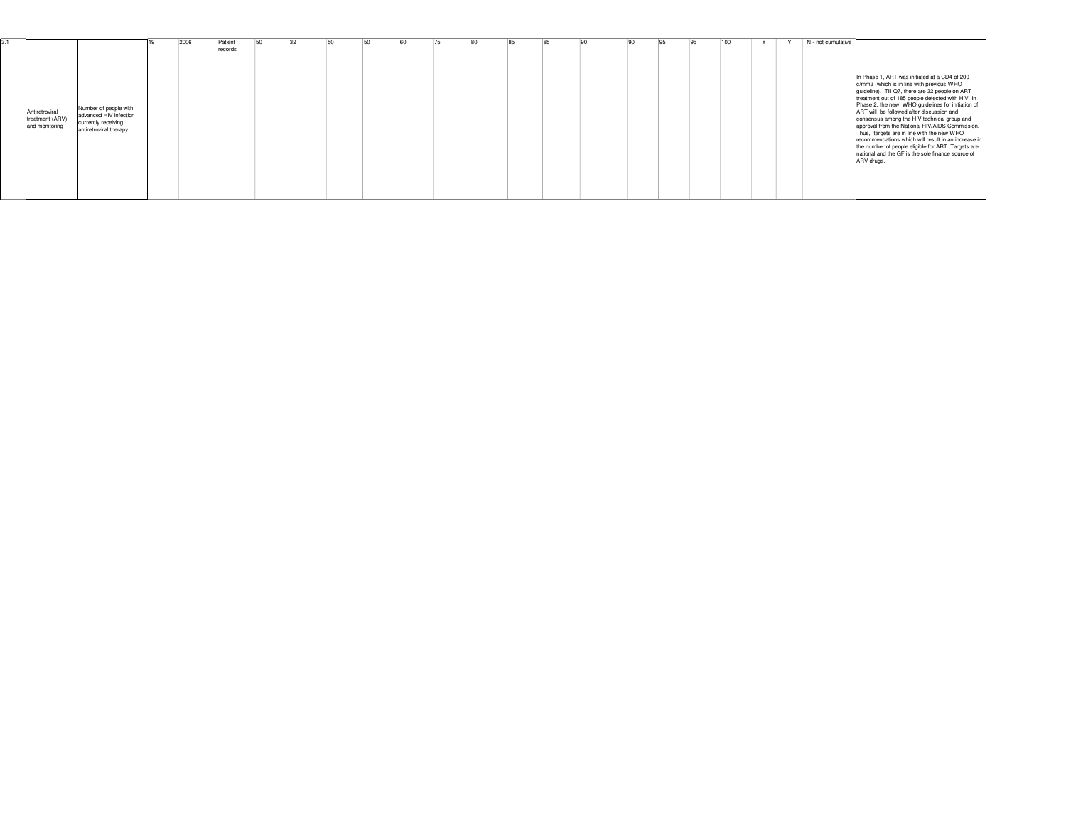| | | | | | | | | | | | | | | | | | | | | | | | |
|---|---|---|---|---|---|---|---|---|---|---|---|---|---|---|---|---|---|---|---|---|---|---|---|
| 3.1 | Antiretroviral treatment (ARV) and monitoring | Number of people with advanced HIV infection currently receiving antiretroviral therapy | 19 | 2006 | Patient records | 50 | 32 | 50 | 50 | 60 | 75 | 80 | 85 | 85 | 90 | 90 | 95 | 95 | 100 | Y | Y | N - not cumulative | In Phase 1, ART was initiated at a CD4 of 200 c/mm3 (which is in line with previous WHO guideline). Till Q7, there are 32 people on ART treatment out of 185 people detected with HIV. In Phase 2, the new WHO guidelines for initiation of ART will be followed after discussion and consensus among the HIV technical group and approval from the National HIV/AIDS Commission. Thus, targets are in line with the new WHO recommendations which will result in an increase in the number of people eligible for ART. Targets are national and the GF is the sole finance source of ARV drugs. |